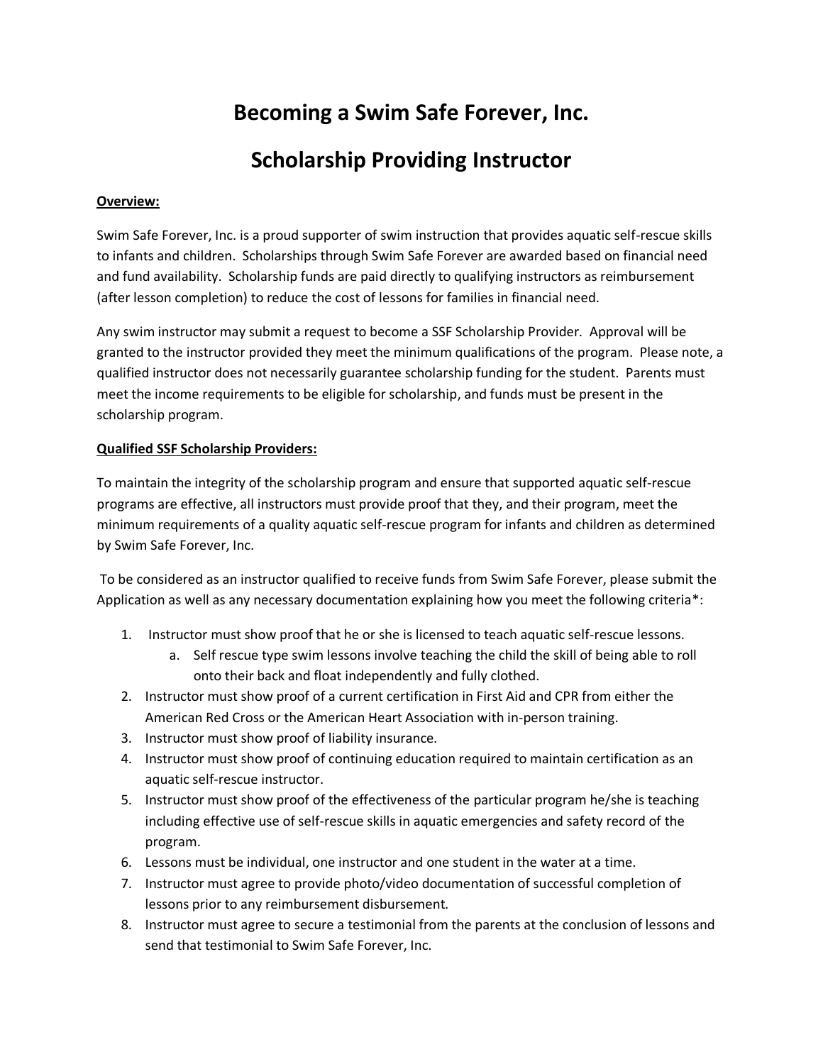# Becoming a Swim Safe Forever, Inc.

# Scholarship Providing Instructor

**Overview:**

Swim Safe Forever, Inc. is a proud supporter of swim instruction that provides aquatic self-rescue skills to infants and children. Scholarships through Swim Safe Forever are awarded based on financial need and fund availability. Scholarship funds are paid directly to qualifying instructors as reimbursement (after lesson completion) to reduce the cost of lessons for families in financial need.

Any swim instructor may submit a request to become a SSF Scholarship Provider. Approval will be granted to the instructor provided they meet the minimum qualifications of the program. Please note, a qualified instructor does not necessarily guarantee scholarship funding for the student. Parents must meet the income requirements to be eligible for scholarship, and funds must be present in the scholarship program.

**Qualified SSF Scholarship Providers:**

To maintain the integrity of the scholarship program and ensure that supported aquatic self-rescue programs are effective, all instructors must provide proof that they, and their program, meet the minimum requirements of a quality aquatic self-rescue program for infants and children as determined by Swim Safe Forever, Inc.

To be considered as an instructor qualified to receive funds from Swim Safe Forever, please submit the Application as well as any necessary documentation explaining how you meet the following criteria*:

1. Instructor must show proof that he or she is licensed to teach aquatic self-rescue lessons.
   a. Self rescue type swim lessons involve teaching the child the skill of being able to roll onto their back and float independently and fully clothed.
2. Instructor must show proof of a current certification in First Aid and CPR from either the American Red Cross or the American Heart Association with in-person training.
3. Instructor must show proof of liability insurance.
4. Instructor must show proof of continuing education required to maintain certification as an aquatic self-rescue instructor.
5. Instructor must show proof of the effectiveness of the particular program he/she is teaching including effective use of self-rescue skills in aquatic emergencies and safety record of the program.
6. Lessons must be individual, one instructor and one student in the water at a time.
7. Instructor must agree to provide photo/video documentation of successful completion of lessons prior to any reimbursement disbursement.
8. Instructor must agree to secure a testimonial from the parents at the conclusion of lessons and send that testimonial to Swim Safe Forever, Inc.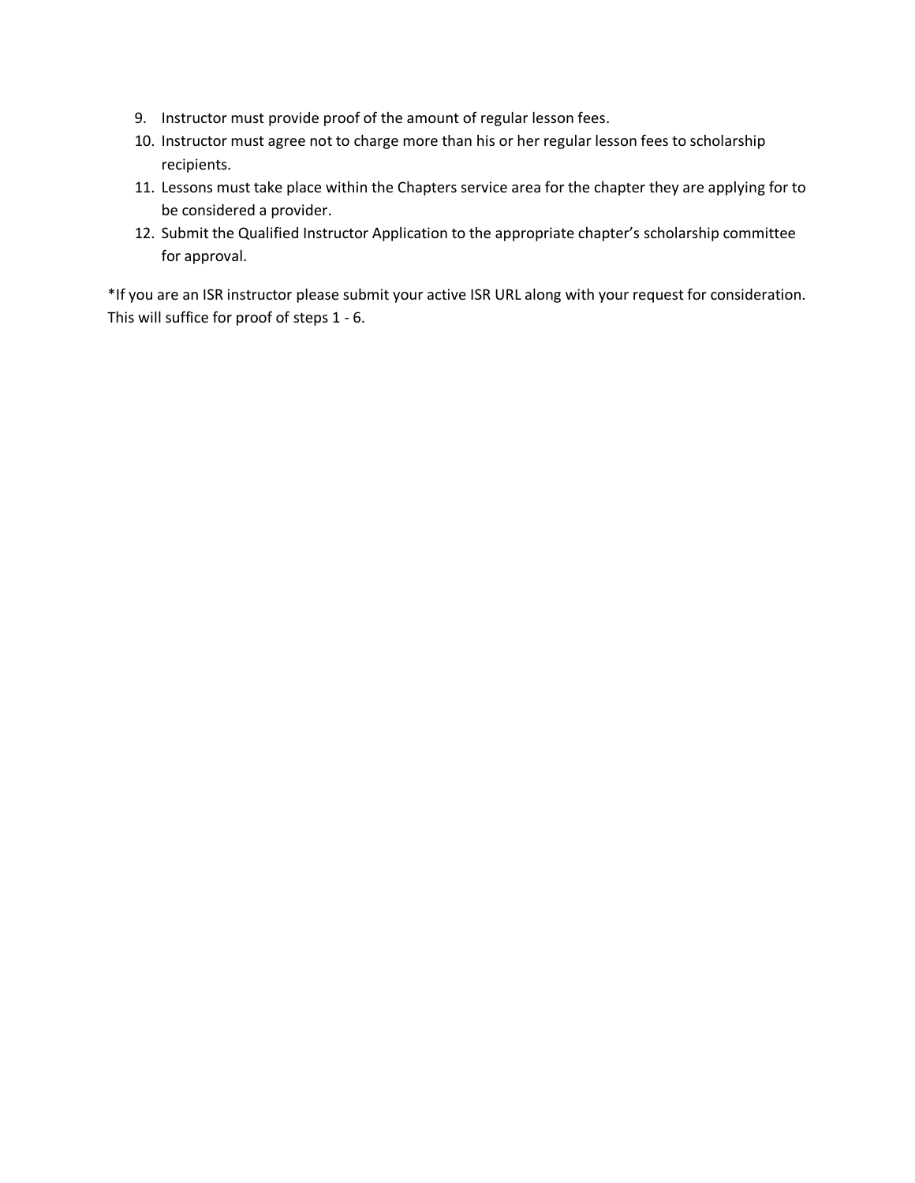9. Instructor must provide proof of the amount of regular lesson fees.
10. Instructor must agree not to charge more than his or her regular lesson fees to scholarship recipients.
11. Lessons must take place within the Chapters service area for the chapter they are applying for to be considered a provider.
12. Submit the Qualified Instructor Application to the appropriate chapter's scholarship committee for approval.

*If you are an ISR instructor please submit your active ISR URL along with your request for consideration. This will suffice for proof of steps 1 - 6.